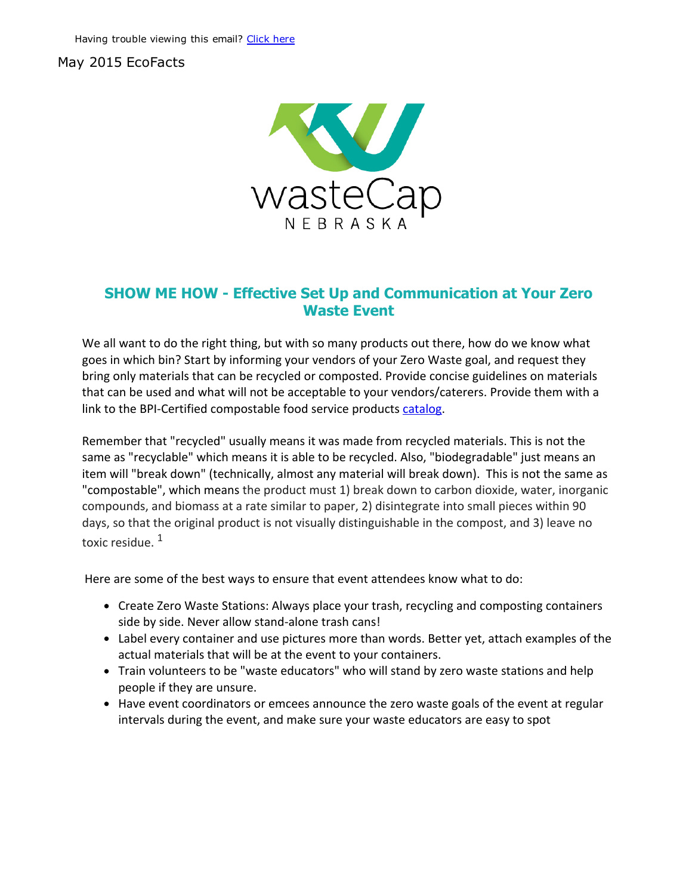Having trouble viewing this email? Click here

May 2015 EcoFacts

wasteCap NEBRASKA

## SHOW ME HOW - Effective Set Up and Communication at Your Zero Waste Event

We all want to do the right thing, but with so many products out there, how do we know what goes in which bin? Start by informing your vendors of your Zero Waste goal, and request they bring only materials that can be recycled or composted. Provide concise guidelines on materials that can be used and what will not be acceptable to your vendors/caterers. Provide them with a link to the BPI-Certified compostable food service products catalog.

Remember that "recycled" usually means it was made from recycled materials. This is not the same as "recyclable" which means it is able to be recycled. Also, "biodegradable" just means an item will "break down" (technically, almost any material will break down). This is not the same as "compostable", which means the product must 1) break down to carbon dioxide, water, inorganic compounds, and biomass at a rate similar to paper, 2) disintegrate into small pieces within 90 days, so that the original product is not visually distinguishable in the compost, and 3) leave no toxic residue. [1]

Here are some of the best ways to ensure that event attendees know what to do:

- Create Zero Waste Stations: Always place your trash, recycling and composting containers side by side. Never allow stand-alone trash cans!
- Label every container and use pictures more than words. Better yet, attach examples of the actual materials that will be at the event to your containers.
- Train volunteers to be "waste educators" who will stand by zero waste stations and help people if they are unsure.
- Have event coordinators or emcees announce the zero waste goals of the event at regular intervals during the event, and make sure your waste educators are easy to spot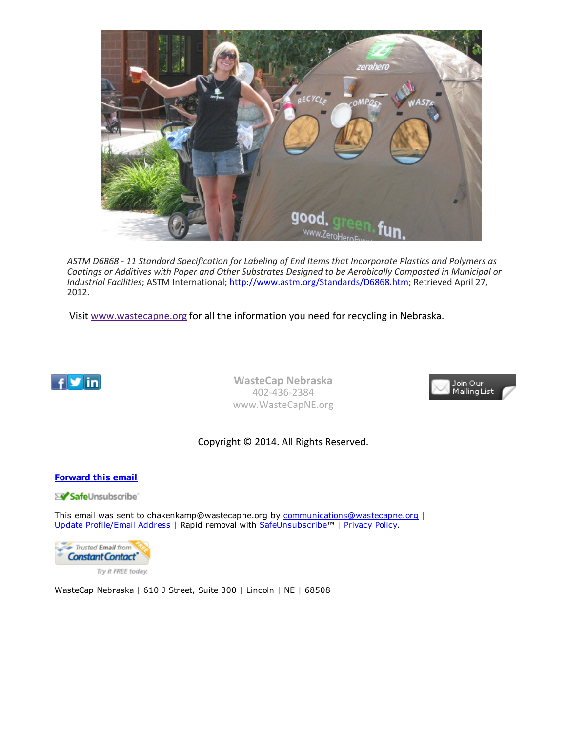*ASTM D6868 - 11 Standard Specification for Labeling of End Items that Incorporate Plastics and Polymers as Coatings or Additives with Paper and Other Substrates Designed to be Aerobically Composted in Municipal or Industrial Facilities*; ASTM International; http://www.astm.org/Standards/D6868.htm; Retrieved April 27, 2012.

Visit www.wastecapne.org for all the information you need for recycling in Nebraska.

**WasteCap Nebraska**
402-436-2384
www.WasteCapNE.org

Join Our Mailing List

Copyright © 2014. All Rights Reserved.

**Forward this email**

SafeUnsubscribe

This email was sent to chakenkamp@wastecapne.org by communications@wastecapne.org | Update Profile/Email Address | Rapid removal with SafeUnsubscribe™ | Privacy Policy.

Trusted Email from Constant Contact
Try it FREE today.

WasteCap Nebraska | 610 J Street, Suite 300 | Lincoln | NE | 68508